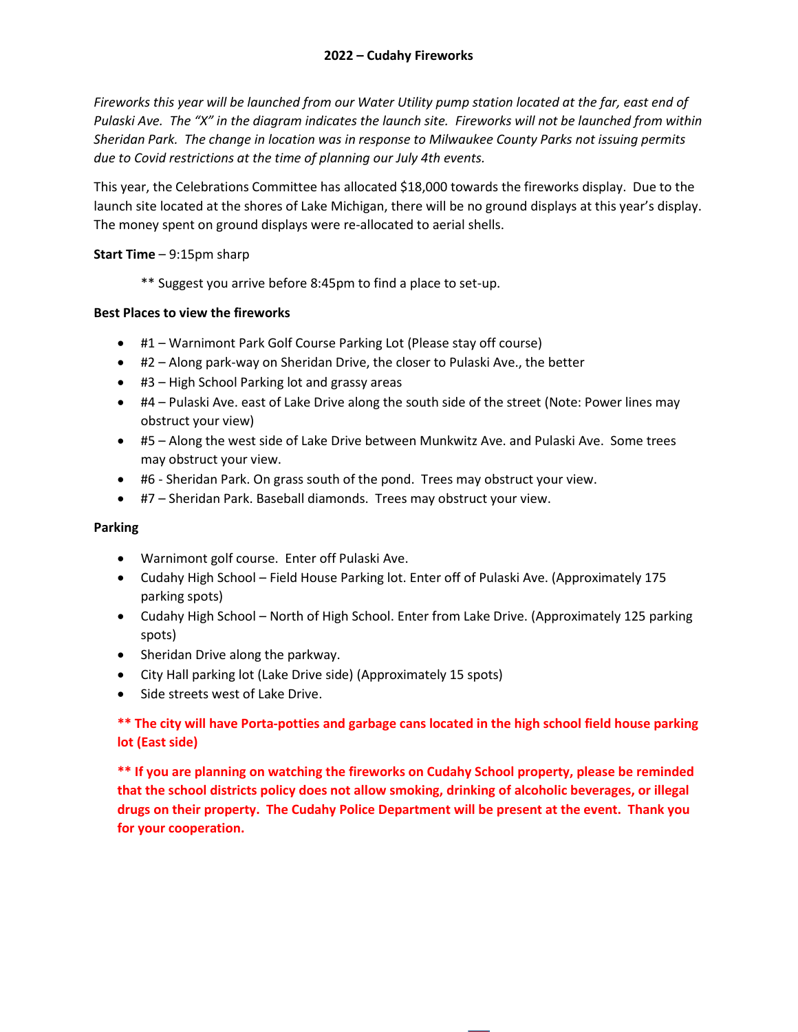# 2022 – Cudahy Fireworks

*Fireworks this year will be launched from our Water Utility pump station located at the far, east end of Pulaski Ave. The "X" in the diagram indicates the launch site. Fireworks will not be launched from within Sheridan Park. The change in location was in response to Milwaukee County Parks not issuing permits due to Covid restrictions at the time of planning our July 4th events.*

This year, the Celebrations Committee has allocated $18,000 towards the fireworks display. Due to the launch site located at the shores of Lake Michigan, there will be no ground displays at this year's display. The money spent on ground displays were re-allocated to aerial shells.

**Start Time** – 9:15pm sharp

** Suggest you arrive before 8:45pm to find a place to set-up.

**Best Places to view the fireworks**

- #1 – Warnimont Park Golf Course Parking Lot (Please stay off course)
- #2 – Along park-way on Sheridan Drive, the closer to Pulaski Ave., the better
- #3 – High School Parking lot and grassy areas
- #4 – Pulaski Ave. east of Lake Drive along the south side of the street (Note: Power lines may obstruct your view)
- #5 – Along the west side of Lake Drive between Munkwitz Ave. and Pulaski Ave. Some trees may obstruct your view.
- #6 - Sheridan Park. On grass south of the pond. Trees may obstruct your view.
- #7 – Sheridan Park. Baseball diamonds. Trees may obstruct your view.

**Parking**

- Warnimont golf course. Enter off Pulaski Ave.
- Cudahy High School – Field House Parking lot. Enter off of Pulaski Ave. (Approximately 175 parking spots)
- Cudahy High School – North of High School. Enter from Lake Drive. (Approximately 125 parking spots)
- Sheridan Drive along the parkway.
- City Hall parking lot (Lake Drive side) (Approximately 15 spots)
- Side streets west of Lake Drive.

**** The city will have Porta-potties and garbage cans located in the high school field house parking lot (East side)**

**** If you are planning on watching the fireworks on Cudahy School property, please be reminded that the school districts policy does not allow smoking, drinking of alcoholic beverages, or illegal drugs on their property. The Cudahy Police Department will be present at the event. Thank you for your cooperation.**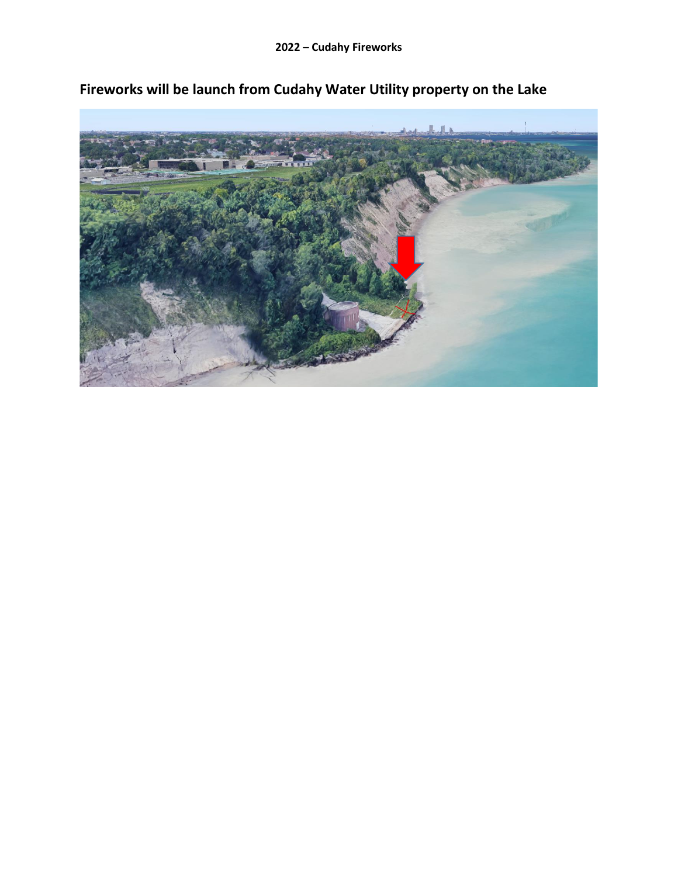**2022 – Cudahy Fireworks**

## Fireworks will be launch from Cudahy Water Utility property on the Lake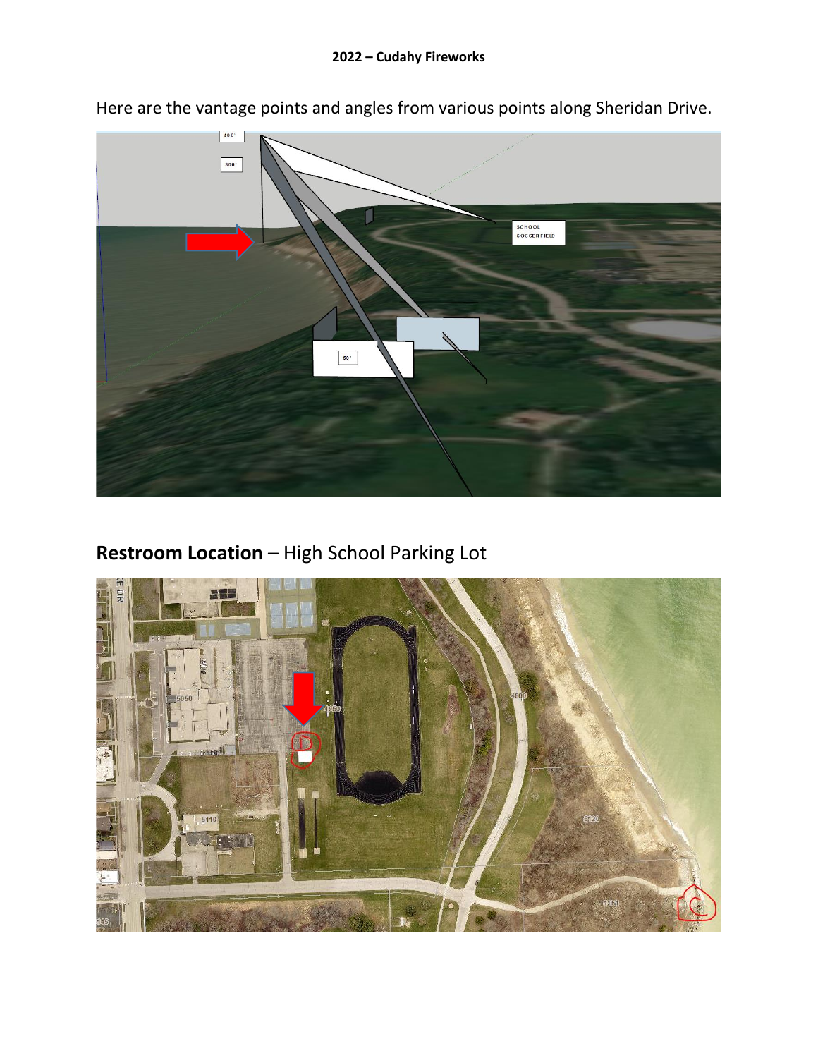## 2022 – Cudahy Fireworks

Here are the vantage points and angles from various points along Sheridan Drive.

400'

300'

SCHOOL SOCCER FIELD

60'

## **Restroom Location** – High School Parking Lot